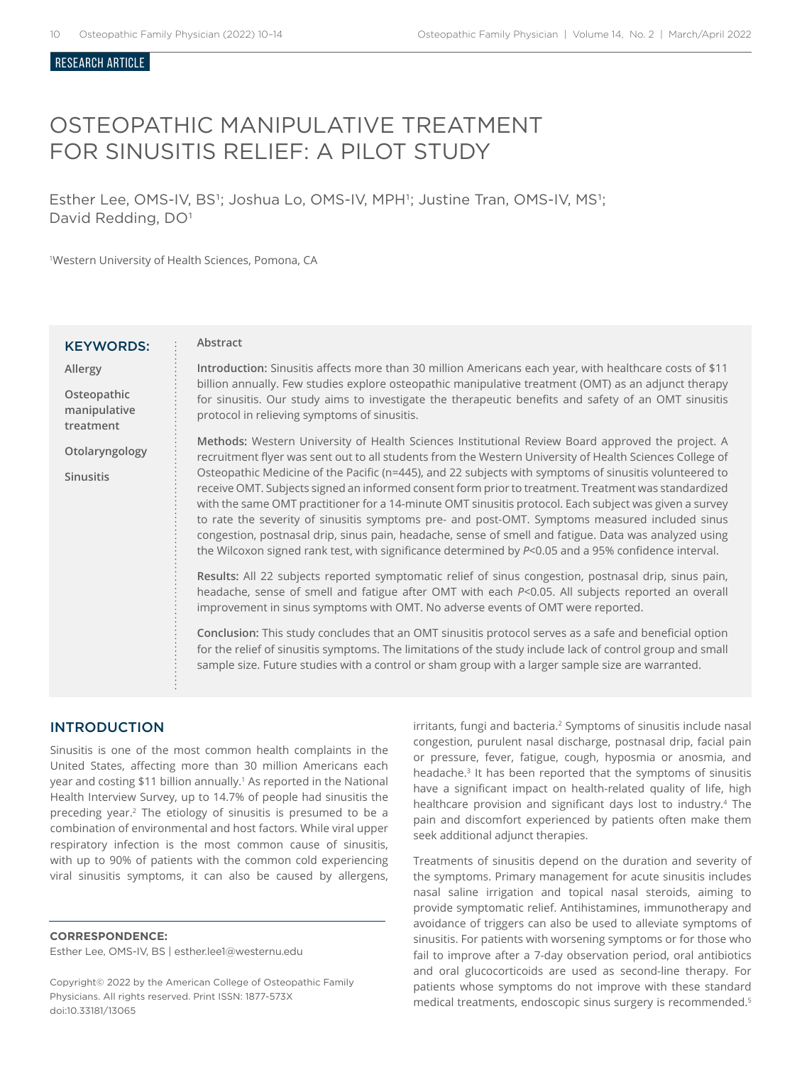RESEARCH ARTICLE

# OSTEOPATHIC MANIPULATIVE TREATMENT FOR SINUSITIS RELIEF: A PILOT STUDY

Esther Lee, OMS-IV, BS[1]; Joshua Lo, OMS-IV, MPH[1]; Justine Tran, OMS-IV, MS[1]; David Redding, DO[1]

[1]Western University of Health Sciences, Pomona, CA

**KEYWORDS:**

Allergy

Osteopathic manipulative treatment

Otolaryngology

Sinusitis

## Abstract

**Introduction:** Sinusitis affects more than 30 million Americans each year, with healthcare costs of $11 billion annually. Few studies explore osteopathic manipulative treatment (OMT) as an adjunct therapy for sinusitis. Our study aims to investigate the therapeutic benefits and safety of an OMT sinusitis protocol in relieving symptoms of sinusitis.

**Methods:** Western University of Health Sciences Institutional Review Board approved the project. A recruitment flyer was sent out to all students from the Western University of Health Sciences College of Osteopathic Medicine of the Pacific (n=445), and 22 subjects with symptoms of sinusitis volunteered to receive OMT. Subjects signed an informed consent form prior to treatment. Treatment was standardized with the same OMT practitioner for a 14-minute OMT sinusitis protocol. Each subject was given a survey to rate the severity of sinusitis symptoms pre- and post-OMT. Symptoms measured included sinus congestion, postnasal drip, sinus pain, headache, sense of smell and fatigue. Data was analyzed using the Wilcoxon signed rank test, with significance determined by $P<0.05$ and a 95% confidence interval.

**Results:** All 22 subjects reported symptomatic relief of sinus congestion, postnasal drip, sinus pain, headache, sense of smell and fatigue after OMT with each $P<0.05$. All subjects reported an overall improvement in sinus symptoms with OMT. No adverse events of OMT were reported.

**Conclusion:** This study concludes that an OMT sinusitis protocol serves as a safe and beneficial option for the relief of sinusitis symptoms. The limitations of the study include lack of control group and small sample size. Future studies with a control or sham group with a larger sample size are warranted.

## INTRODUCTION

Sinusitis is one of the most common health complaints in the United States, affecting more than 30 million Americans each year and costing $11 billion annually.[1] As reported in the National Health Interview Survey, up to 14.7% of people had sinusitis the preceding year.[2] The etiology of sinusitis is presumed to be a combination of environmental and host factors. While viral upper respiratory infection is the most common cause of sinusitis, with up to 90% of patients with the common cold experiencing viral sinusitis symptoms, it can also be caused by allergens, irritants, fungi and bacteria.[2] Symptoms of sinusitis include nasal congestion, purulent nasal discharge, postnasal drip, facial pain or pressure, fever, fatigue, cough, hyposmia or anosmia, and headache.[3] It has been reported that the symptoms of sinusitis have a significant impact on health-related quality of life, high healthcare provision and significant days lost to industry.[4] The pain and discomfort experienced by patients often make them seek additional adjunct therapies.

Treatments of sinusitis depend on the duration and severity of the symptoms. Primary management for acute sinusitis includes nasal saline irrigation and topical nasal steroids, aiming to provide symptomatic relief. Antihistamines, immunotherapy and avoidance of triggers can also be used to alleviate symptoms of sinusitis. For patients with worsening symptoms or for those who fail to improve after a 7-day observation period, oral antibiotics and oral glucocorticoids are used as second-line therapy. For patients whose symptoms do not improve with these standard medical treatments, endoscopic sinus surgery is recommended.[5]

**CORRESPONDENCE:**
Esther Lee, OMS-IV, BS | esther.lee1@westernu.edu

Copyright© 2022 by the American College of Osteopathic Family Physicians. All rights reserved. Print ISSN: 1877-573X
doi:10.33181/13065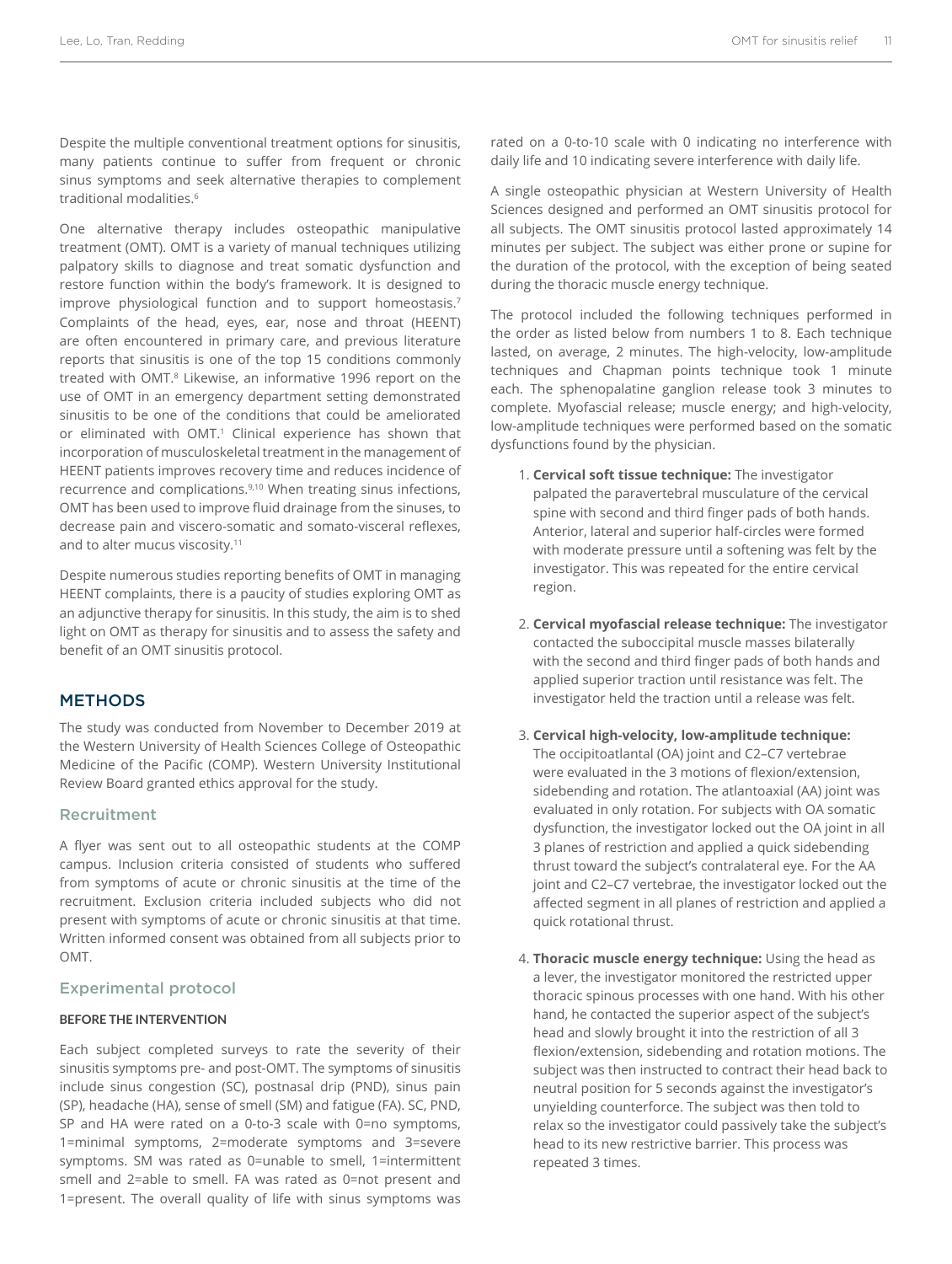Despite the multiple conventional treatment options for sinusitis, many patients continue to suffer from frequent or chronic sinus symptoms and seek alternative therapies to complement traditional modalities.[6]

One alternative therapy includes osteopathic manipulative treatment (OMT). OMT is a variety of manual techniques utilizing palpatory skills to diagnose and treat somatic dysfunction and restore function within the body's framework. It is designed to improve physiological function and to support homeostasis.[7] Complaints of the head, eyes, ear, nose and throat (HEENT) are often encountered in primary care, and previous literature reports that sinusitis is one of the top 15 conditions commonly treated with OMT.[8] Likewise, an informative 1996 report on the use of OMT in an emergency department setting demonstrated sinusitis to be one of the conditions that could be ameliorated or eliminated with OMT.[1] Clinical experience has shown that incorporation of musculoskeletal treatment in the management of HEENT patients improves recovery time and reduces incidence of recurrence and complications.[9,10] When treating sinus infections, OMT has been used to improve fluid drainage from the sinuses, to decrease pain and viscero-somatic and somato-visceral reflexes, and to alter mucus viscosity.[11]

Despite numerous studies reporting benefits of OMT in managing HEENT complaints, there is a paucity of studies exploring OMT as an adjunctive therapy for sinusitis. In this study, the aim is to shed light on OMT as therapy for sinusitis and to assess the safety and benefit of an OMT sinusitis protocol.

## METHODS

The study was conducted from November to December 2019 at the Western University of Health Sciences College of Osteopathic Medicine of the Pacific (COMP). Western University Institutional Review Board granted ethics approval for the study.

### Recruitment

A flyer was sent out to all osteopathic students at the COMP campus. Inclusion criteria consisted of students who suffered from symptoms of acute or chronic sinusitis at the time of the recruitment. Exclusion criteria included subjects who did not present with symptoms of acute or chronic sinusitis at that time. Written informed consent was obtained from all subjects prior to OMT.

### Experimental protocol

#### BEFORE THE INTERVENTION

Each subject completed surveys to rate the severity of their sinusitis symptoms pre- and post-OMT. The symptoms of sinusitis include sinus congestion (SC), postnasal drip (PND), sinus pain (SP), headache (HA), sense of smell (SM) and fatigue (FA). SC, PND, SP and HA were rated on a 0-to-3 scale with 0=no symptoms, 1=minimal symptoms, 2=moderate symptoms and 3=severe symptoms. SM was rated as 0=unable to smell, 1=intermittent smell and 2=able to smell. FA was rated as 0=not present and 1=present. The overall quality of life with sinus symptoms was rated on a 0-to-10 scale with 0 indicating no interference with daily life and 10 indicating severe interference with daily life.

A single osteopathic physician at Western University of Health Sciences designed and performed an OMT sinusitis protocol for all subjects. The OMT sinusitis protocol lasted approximately 14 minutes per subject. The subject was either prone or supine for the duration of the protocol, with the exception of being seated during the thoracic muscle energy technique.

The protocol included the following techniques performed in the order as listed below from numbers 1 to 8. Each technique lasted, on average, 2 minutes. The high-velocity, low-amplitude techniques and Chapman points technique took 1 minute each. The sphenopalatine ganglion release took 3 minutes to complete. Myofascial release; muscle energy; and high-velocity, low-amplitude techniques were performed based on the somatic dysfunctions found by the physician.

1. **Cervical soft tissue technique:** The investigator palpated the paravertebral musculature of the cervical spine with second and third finger pads of both hands. Anterior, lateral and superior half-circles were formed with moderate pressure until a softening was felt by the investigator. This was repeated for the entire cervical region.

2. **Cervical myofascial release technique:** The investigator contacted the suboccipital muscle masses bilaterally with the second and third finger pads of both hands and applied superior traction until resistance was felt. The investigator held the traction until a release was felt.

3. **Cervical high-velocity, low-amplitude technique:** The occipitoatlantal (OA) joint and C2–C7 vertebrae were evaluated in the 3 motions of flexion/extension, sidebending and rotation. The atlantoaxial (AA) joint was evaluated in only rotation. For subjects with OA somatic dysfunction, the investigator locked out the OA joint in all 3 planes of restriction and applied a quick sidebending thrust toward the subject's contralateral eye. For the AA joint and C2–C7 vertebrae, the investigator locked out the affected segment in all planes of restriction and applied a quick rotational thrust.

4. **Thoracic muscle energy technique:** Using the head as a lever, the investigator monitored the restricted upper thoracic spinous processes with one hand. With his other hand, he contacted the superior aspect of the subject's head and slowly brought it into the restriction of all 3 flexion/extension, sidebending and rotation motions. The subject was then instructed to contract their head back to neutral position for 5 seconds against the investigator's unyielding counterforce. The subject was then told to relax so the investigator could passively take the subject's head to its new restrictive barrier. This process was repeated 3 times.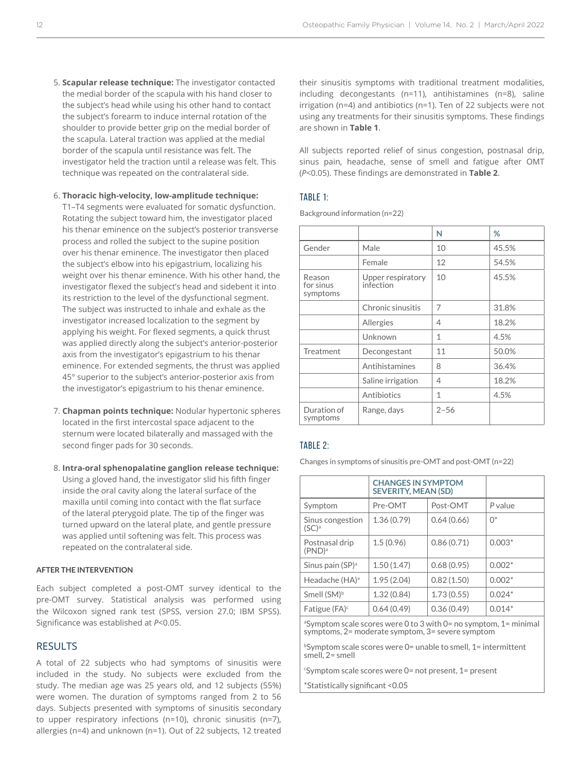5. **Scapular release technique:** The investigator contacted the medial border of the scapula with his hand closer to the subject's head while using his other hand to contact the subject's forearm to induce internal rotation of the shoulder to provide better grip on the medial border of the scapula. Lateral traction was applied at the medial border of the scapula until resistance was felt. The investigator held the traction until a release was felt. This technique was repeated on the contralateral side.

6. **Thoracic high-velocity, low-amplitude technique:** T1–T4 segments were evaluated for somatic dysfunction. Rotating the subject toward him, the investigator placed his thenar eminence on the subject's posterior transverse process and rolled the subject to the supine position over his thenar eminence. The investigator then placed the subject's elbow into his epigastrium, localizing his weight over his thenar eminence. With his other hand, the investigator flexed the subject's head and sidebent it into its restriction to the level of the dysfunctional segment. The subject was instructed to inhale and exhale as the investigator increased localization to the segment by applying his weight. For flexed segments, a quick thrust was applied directly along the subject's anterior-posterior axis from the investigator's epigastrium to his thenar eminence. For extended segments, the thrust was applied 45° superior to the subject's anterior-posterior axis from the investigator's epigastrium to his thenar eminence.

7. **Chapman points technique:** Nodular hypertonic spheres located in the first intercostal space adjacent to the sternum were located bilaterally and massaged with the second finger pads for 30 seconds.

8. **Intra-oral sphenopalatine ganglion release technique:** Using a gloved hand, the investigator slid his fifth finger inside the oral cavity along the lateral surface of the maxilla until coming into contact with the flat surface of the lateral pterygoid plate. The tip of the finger was turned upward on the lateral plate, and gentle pressure was applied until softening was felt. This process was repeated on the contralateral side.

#### AFTER THE INTERVENTION

Each subject completed a post-OMT survey identical to the pre-OMT survey. Statistical analysis was performed using the Wilcoxon signed rank test (SPSS, version 27.0; IBM SPSS). Significance was established at $P<0.05$.

## RESULTS

A total of 22 subjects who had symptoms of sinusitis were included in the study. No subjects were excluded from the study. The median age was 25 years old, and 12 subjects (55%) were women. The duration of symptoms ranged from 2 to 56 days. Subjects presented with symptoms of sinusitis secondary to upper respiratory infections (n=10), chronic sinusitis (n=7), allergies (n=4) and unknown (n=1). Out of 22 subjects, 12 treated their sinusitis symptoms with traditional treatment modalities, including decongestants (n=11), antihistamines (n=8), saline irrigation (n=4) and antibiotics (n=1). Ten of 22 subjects were not using any treatments for their sinusitis symptoms. These findings are shown in **Table 1**.

All subjects reported relief of sinus congestion, postnasal drip, sinus pain, headache, sense of smell and fatigue after OMT ($P<0.05$). These findings are demonstrated in **Table 2**.

### TABLE 1:

Background information (n=22)

| | | N | % |
|---|---|---|---|
| Gender | Male | 10 | 45.5% |
| | Female | 12 | 54.5% |
| Reason for sinus symptoms | Upper respiratory infection | 10 | 45.5% |
| | Chronic sinusitis | 7 | 31.8% |
| | Allergies | 4 | 18.2% |
| | Unknown | 1 | 4.5% |
| Treatment | Decongestant | 11 | 50.0% |
| | Antihistamines | 8 | 36.4% |
| | Saline irrigation | 4 | 18.2% |
| | Antibiotics | 1 | 4.5% |
| Duration of symptoms | Range, days | 2–56 | |

### TABLE 2:

Changes in symptoms of sinusitis pre-OMT and post-OMT (n=22)

| | CHANGES IN SYMPTOM SEVERITY, MEAN (SD) | | |
|---|---|---|---|
| Symptom | Pre-OMT | Post-OMT | *P* value |
| Sinus congestion (SC)[a] | 1.36 (0.79) | 0.64 (0.66) | 0* |
| Postnasal drip (PND)[a] | 1.5 (0.96) | 0.86 (0.71) | 0.003* |
| Sinus pain (SP)[a] | 1.50 (1.47) | 0.68 (0.95) | 0.002* |
| Headache (HA)[a] | 1.95 (2.04) | 0.82 (1.50) | 0.002* |
| Smell (SM)[b] | 1.32 (0.84) | 1.73 (0.55) | 0.024* |
| Fatigue (FA)[c] | 0.64 (0.49) | 0.36 (0.49) | 0.014* |

[a]Symptom scale scores were 0 to 3 with 0= no symptom, 1= minimal symptoms, 2= moderate symptom, 3= severe symptom

[b]Symptom scale scores were 0= unable to smell, 1= intermittent smell, 2= smell

[c]Symptom scale scores were 0= not present, 1= present

*Statistically significant <0.05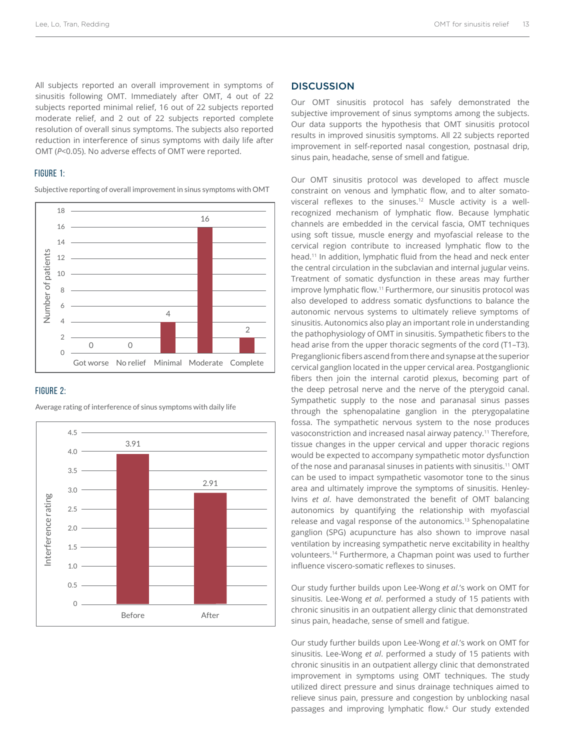All subjects reported an overall improvement in symptoms of sinusitis following OMT. Immediately after OMT, 4 out of 22 subjects reported minimal relief, 16 out of 22 subjects reported moderate relief, and 2 out of 22 subjects reported complete resolution of overall sinus symptoms. The subjects also reported reduction in interference of sinus symptoms with daily life after OMT ($P<0.05$). No adverse effects of OMT were reported.

### FIGURE 1:

Subjective reporting of overall improvement in sinus symptoms with OMT

| | Got worse | No relief | Minimal | Moderate | Complete |
|---|---|---|---|---|---|
| Number of patients | 0 | 0 | 4 | 16 | 2 |

### FIGURE 2:

Average rating of interference of sinus symptoms with daily life

| | Before | After |
|---|---|---|
| Interference rating | 3.91 | 2.91 |

## DISCUSSION

Our OMT sinusitis protocol has safely demonstrated the subjective improvement of sinus symptoms among the subjects. Our data supports the hypothesis that OMT sinusitis protocol results in improved sinusitis symptoms. All 22 subjects reported improvement in self-reported nasal congestion, postnasal drip, sinus pain, headache, sense of smell and fatigue.

Our OMT sinusitis protocol was developed to affect muscle constraint on venous and lymphatic flow, and to alter somato-visceral reflexes to the sinuses.[12] Muscle activity is a well-recognized mechanism of lymphatic flow. Because lymphatic channels are embedded in the cervical fascia, OMT techniques using soft tissue, muscle energy and myofascial release to the cervical region contribute to increased lymphatic flow to the head.[11] In addition, lymphatic fluid from the head and neck enter the central circulation in the subclavian and internal jugular veins. Treatment of somatic dysfunction in these areas may further improve lymphatic flow.[11] Furthermore, our sinusitis protocol was also developed to address somatic dysfunctions to balance the autonomic nervous systems to ultimately relieve symptoms of sinusitis. Autonomics also play an important role in understanding the pathophysiology of OMT in sinusitis. Sympathetic fibers to the head arise from the upper thoracic segments of the cord (T1–T3). Preganglionic fibers ascend from there and synapse at the superior cervical ganglion located in the upper cervical area. Postganglionic fibers then join the internal carotid plexus, becoming part of the deep petrosal nerve and the nerve of the pterygoid canal. Sympathetic supply to the nose and paranasal sinus passes through the sphenopalatine ganglion in the pterygopalatine fossa. The sympathetic nervous system to the nose produces vasoconstriction and increased nasal airway patency.[11] Therefore, tissue changes in the upper cervical and upper thoracic regions would be expected to accompany sympathetic motor dysfunction of the nose and paranasal sinuses in patients with sinusitis.[11] OMT can be used to impact sympathetic vasomotor tone to the sinus area and ultimately improve the symptoms of sinusitis. Henley-Ivins *et al*. have demonstrated the benefit of OMT balancing autonomics by quantifying the relationship with myofascial release and vagal response of the autonomics.[13] Sphenopalatine ganglion (SPG) acupuncture has also shown to improve nasal ventilation by increasing sympathetic nerve excitability in healthy volunteers.[14] Furthermore, a Chapman point was used to further influence viscero-somatic reflexes to sinuses.

Our study further builds upon Lee-Wong *et al*.'s work on OMT for sinusitis. Lee-Wong *et al*. performed a study of 15 patients with chronic sinusitis in an outpatient allergy clinic that demonstrated sinus pain, headache, sense of smell and fatigue.

Our study further builds upon Lee-Wong *et al*.'s work on OMT for sinusitis. Lee-Wong *et al*. performed a study of 15 patients with chronic sinusitis in an outpatient allergy clinic that demonstrated improvement in symptoms using OMT techniques. The study utilized direct pressure and sinus drainage techniques aimed to relieve sinus pain, pressure and congestion by unblocking nasal passages and improving lymphatic flow.[6] Our study extended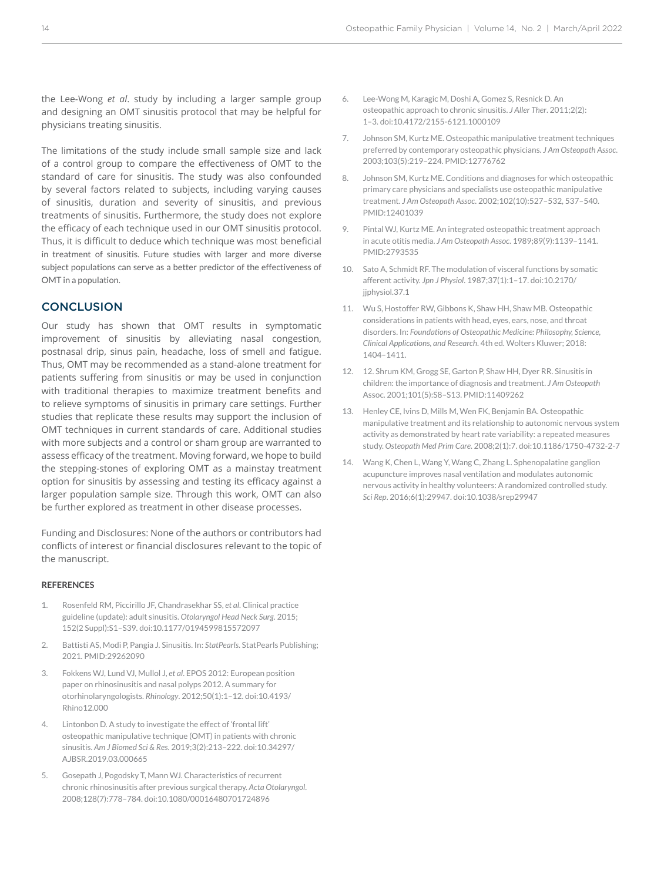the Lee-Wong *et al*. study by including a larger sample group and designing an OMT sinusitis protocol that may be helpful for physicians treating sinusitis.

The limitations of the study include small sample size and lack of a control group to compare the effectiveness of OMT to the standard of care for sinusitis. The study was also confounded by several factors related to subjects, including varying causes of sinusitis, duration and severity of sinusitis, and previous treatments of sinusitis. Furthermore, the study does not explore the efficacy of each technique used in our OMT sinusitis protocol. Thus, it is difficult to deduce which technique was most beneficial in treatment of sinusitis. Future studies with larger and more diverse subject populations can serve as a better predictor of the effectiveness of OMT in a population.

## CONCLUSION

Our study has shown that OMT results in symptomatic improvement of sinusitis by alleviating nasal congestion, postnasal drip, sinus pain, headache, loss of smell and fatigue. Thus, OMT may be recommended as a stand-alone treatment for patients suffering from sinusitis or may be used in conjunction with traditional therapies to maximize treatment benefits and to relieve symptoms of sinusitis in primary care settings. Further studies that replicate these results may support the inclusion of OMT techniques in current standards of care. Additional studies with more subjects and a control or sham group are warranted to assess efficacy of the treatment. Moving forward, we hope to build the stepping-stones of exploring OMT as a mainstay treatment option for sinusitis by assessing and testing its efficacy against a larger population sample size. Through this work, OMT can also be further explored as treatment in other disease processes.

Funding and Disclosures: None of the authors or contributors had conflicts of interest or financial disclosures relevant to the topic of the manuscript.

### REFERENCES

1. Rosenfeld RM, Piccirillo JF, Chandrasekhar SS, *et al*. Clinical practice guideline (update): adult sinusitis. *Otolaryngol Head Neck Surg*. 2015; 152(2 Suppl):S1–S39. doi:10.1177/0194599815572097
2. Battisti AS, Modi P, Pangia J. Sinusitis. In: *StatPearls*. StatPearls Publishing; 2021. PMID:29262090
3. Fokkens WJ, Lund VJ, Mullol J, *et al*. EPOS 2012: European position paper on rhinosinusitis and nasal polyps 2012. A summary for otorhinolaryngologists. *Rhinology*. 2012;50(1):1–12. doi:10.4193/Rhino12.000
4. Lintonbon D. A study to investigate the effect of 'frontal lift' osteopathic manipulative technique (OMT) in patients with chronic sinusitis. *Am J Biomed Sci & Res*. 2019;3(2):213–222. doi:10.34297/AJBSR.2019.03.000665
5. Gosepath J, Pogodsky T, Mann WJ. Characteristics of recurrent chronic rhinosinusitis after previous surgical therapy. *Acta Otolaryngol*. 2008;128(7):778–784. doi:10.1080/00016480701724896
6. Lee-Wong M, Karagic M, Doshi A, Gomez S, Resnick D. An osteopathic approach to chronic sinusitis. *J Aller Ther*. 2011;2(2): 1–3. doi:10.4172/2155-6121.1000109
7. Johnson SM, Kurtz ME. Osteopathic manipulative treatment techniques preferred by contemporary osteopathic physicians. *J Am Osteopath Assoc*. 2003;103(5):219–224. PMID:12776762
8. Johnson SM, Kurtz ME. Conditions and diagnoses for which osteopathic primary care physicians and specialists use osteopathic manipulative treatment. *J Am Osteopath Assoc*. 2002;102(10):527–532, 537–540. PMID:12401039
9. Pintal WJ, Kurtz ME. An integrated osteopathic treatment approach in acute otitis media. *J Am Osteopath Assoc*. 1989;89(9):1139–1141. PMID:2793535
10. Sato A, Schmidt RF. The modulation of visceral functions by somatic afferent activity. *Jpn J Physiol*. 1987;37(1):1–17. doi:10.2170/jjphysiol.37.1
11. Wu S, Hostoffer RW, Gibbons K, Shaw HH, Shaw MB. Osteopathic considerations in patients with head, eyes, ears, nose, and throat disorders. In: *Foundations of Osteopathic Medicine: Philosophy, Science, Clinical Applications, and Research*. 4th ed. Wolters Kluwer; 2018: 1404–1411.
12. 12. Shrum KM, Grogg SE, Garton P, Shaw HH, Dyer RR. Sinusitis in children: the importance of diagnosis and treatment. *J Am Osteopath* Assoc. 2001;101(5):S8–S13. PMID:11409262
13. Henley CE, Ivins D, Mills M, Wen FK, Benjamin BA. Osteopathic manipulative treatment and its relationship to autonomic nervous system activity as demonstrated by heart rate variability: a repeated measures study. *Osteopath Med Prim Care*. 2008;2(1):7. doi:10.1186/1750-4732-2-7
14. Wang K, Chen L, Wang Y, Wang C, Zhang L. Sphenopalatine ganglion acupuncture improves nasal ventilation and modulates autonomic nervous activity in healthy volunteers: A randomized controlled study. *Sci Rep*. 2016;6(1):29947. doi:10.1038/srep29947